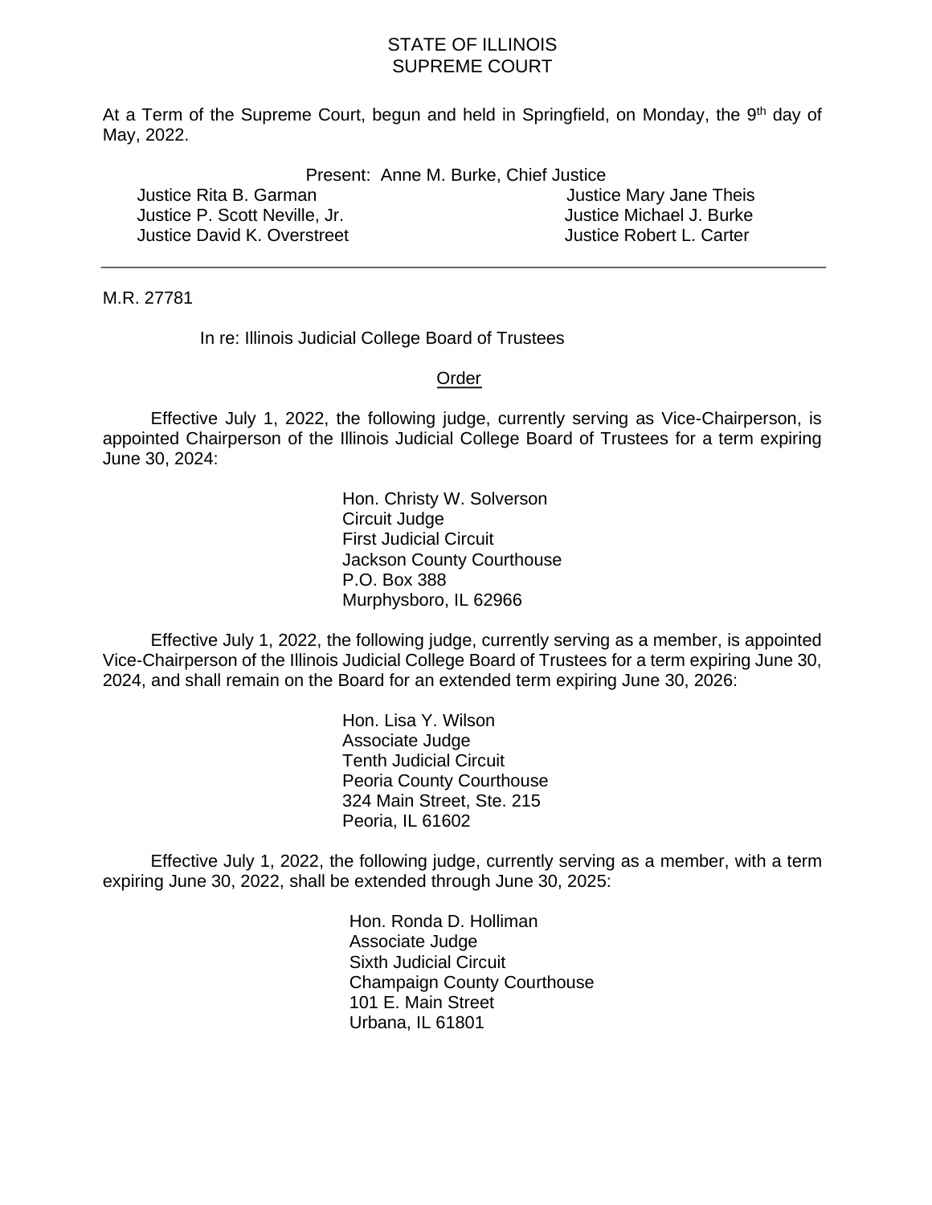STATE OF ILLINOIS
SUPREME COURT

At a Term of the Supreme Court, begun and held in Springfield, on Monday, the 9th day of May, 2022.

Present: Anne M. Burke, Chief Justice

Justice Rita B. Garman
Justice P. Scott Neville, Jr.
Justice David K. Overstreet
Justice Mary Jane Theis
Justice Michael J. Burke
Justice Robert L. Carter

---

M.R. 27781

In re: Illinois Judicial College Board of Trustees

Order

Effective July 1, 2022, the following judge, currently serving as Vice-Chairperson, is appointed Chairperson of the Illinois Judicial College Board of Trustees for a term expiring June 30, 2024:

Hon. Christy W. Solverson
Circuit Judge
First Judicial Circuit
Jackson County Courthouse
P.O. Box 388
Murphysboro, IL 62966

Effective July 1, 2022, the following judge, currently serving as a member, is appointed Vice-Chairperson of the Illinois Judicial College Board of Trustees for a term expiring June 30, 2024, and shall remain on the Board for an extended term expiring June 30, 2026:

Hon. Lisa Y. Wilson
Associate Judge
Tenth Judicial Circuit
Peoria County Courthouse
324 Main Street, Ste. 215
Peoria, IL 61602

Effective July 1, 2022, the following judge, currently serving as a member, with a term expiring June 30, 2022, shall be extended through June 30, 2025:

Hon. Ronda D. Holliman
Associate Judge
Sixth Judicial Circuit
Champaign County Courthouse
101 E. Main Street
Urbana, IL 61801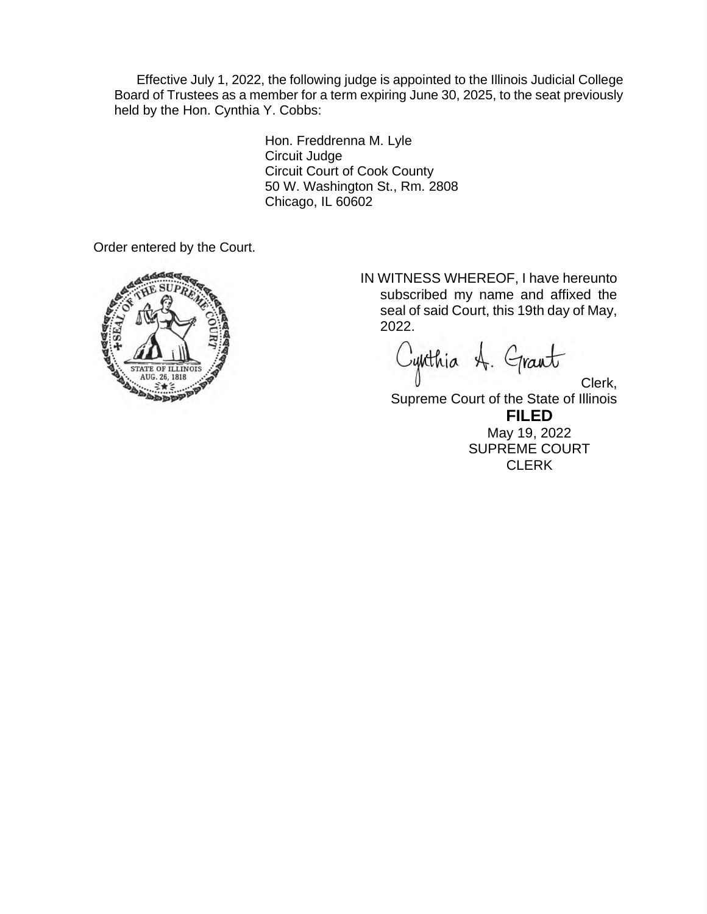Effective July 1, 2022, the following judge is appointed to the Illinois Judicial College Board of Trustees as a member for a term expiring June 30, 2025, to the seat previously held by the Hon. Cynthia Y. Cobbs:

Hon. Freddrenna M. Lyle
Circuit Judge
Circuit Court of Cook County
50 W. Washington St., Rm. 2808
Chicago, IL 60602

Order entered by the Court.

IN WITNESS WHEREOF, I have hereunto subscribed my name and affixed the seal of said Court, this 19th day of May, 2022.

Cynthia A. Grant

Clerk,
Supreme Court of the State of Illinois

**FILED**
May 19, 2022
SUPREME COURT
CLERK